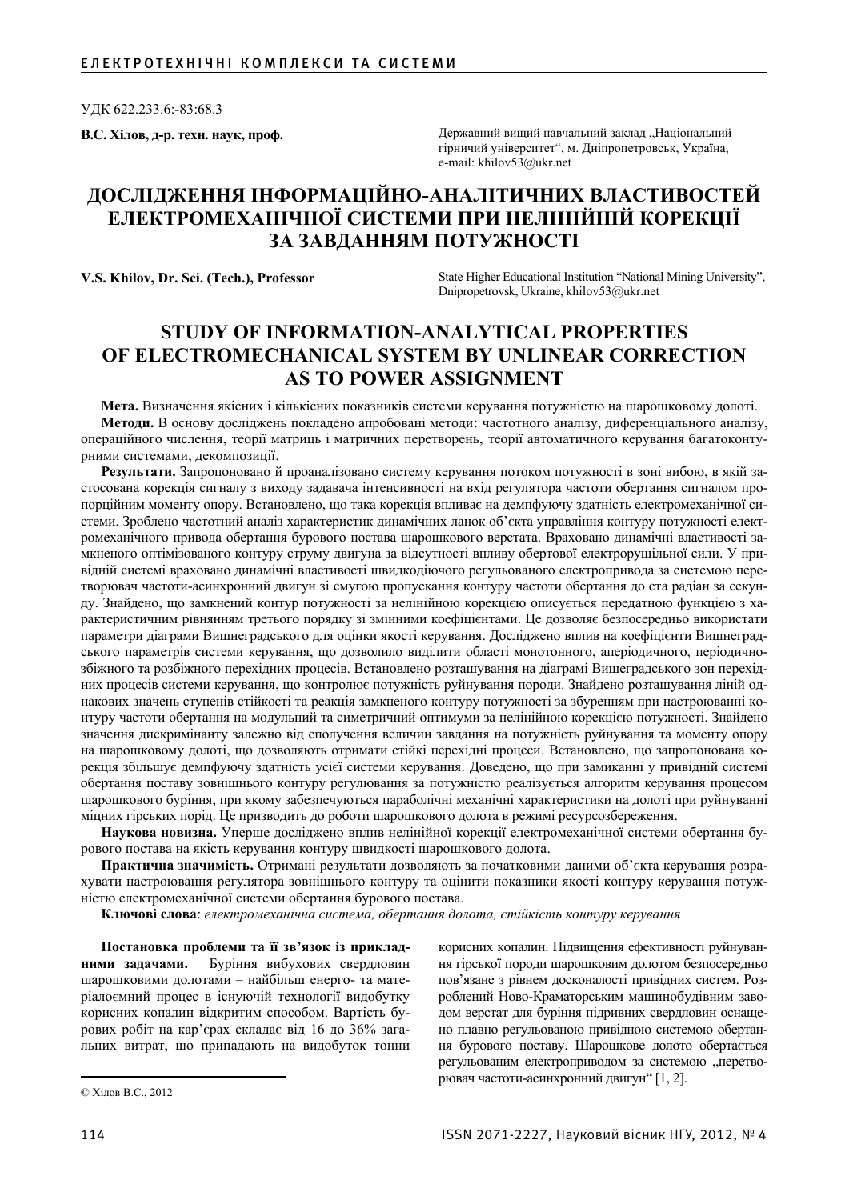УДК 622.233.6:-83:68.3

**В.С. Хілов, д-р. техн. наук, проф.**

Державний вищий навчальний заклад „Національний гірничий університет", м. Дніпропетровськ, Україна, e-mail: khilov53@ukr.net

# ДОСЛІДЖЕННЯ ІНФОРМАЦІЙНО-АНАЛІТИЧНИХ ВЛАСТИВОСТЕЙ ЕЛЕКТРОМЕХАНІЧНОЇ СИСТЕМИ ПРИ НЕЛІНІЙНІЙ КОРЕКЦІЇ ЗА ЗАВДАННЯМ ПОТУЖНОСТІ

**V.S. Khilov, Dr. Sci. (Tech.), Professor**

State Higher Educational Institution "National Mining University", Dnipropetrovsk, Ukraine, khilov53@ukr.net

# STUDY OF INFORMATION-ANALYTICAL PROPERTIES OF ELECTROMECHANICAL SYSTEM BY UNLINEAR CORRECTION AS TO POWER ASSIGNMENT

**Мета.** Визначення якісних і кількісних показників системи керування потужністю на шарошковому долоті.

**Методи.** В основу досліджень покладено апробовані методи: частотного аналізу, диференціального аналізу, операційного числення, теорії матриць і матричних перетворень, теорії автоматичного керування багатоконтурними системами, декомпозиції.

**Результати.** Запропоновано й проаналізовано систему керування потоком потужності в зоні вибою, в якій застосована корекція сигналу з виходу задавача інтенсивності на вхід регулятора частоти обертання сигналом пропорційним моменту опору. Встановлено, що така корекція впливає на демпфуючу здатність електромеханічної системи. Зроблено частотний аналіз характеристик динамічних ланок об'єкта управління контуру потужності електромеханічного привода обертання бурового постава шарошкового верстата. Враховано динамічні властивості замкненого оптимізованого контуру струму двигуна за відсутності впливу обертової електрорушійної сили. У привідній системі враховано динамічні властивості швидкодіючого регульованого електропривода за системою перетворювач частоти-асинхронний двигун зі смугою пропускання контуру частоти обертання до ста радіан за секунду. Знайдено, що замкнений контур потужності за нелінійною корекцією описується передатною функцією з характеристичним рівнянням третього порядку зі змінними коефіцієнтами. Це дозволяє безпосередньо використати параметри діаграми Вишнеградського для оцінки якості керування. Досліджено вплив на коефіцієнти Вишнеградського параметрів системи керування, що дозволило виділити області монотонного, аперіодичного, періодичнозбіжного та розбіжного перехідних процесів. Встановлено розташування на діаграмі Вишеградського зон перехідних процесів системи керування, що контролює потужність руйнування породи. Знайдено розташування ліній однакових значень ступенів стійкості та реакція замкненого контуру потужності за збуренням при настроюванні контуру частоти обертання на модульний та симетричний оптимуми за нелінійною корекцією потужності. Знайдено значення дискримінанту залежно від сполучення величин завдання на потужність руйнування та моменту опору на шарошковому долоті, що дозволяють отримати стійкі перехідні процеси. Встановлено, що запропонована корекція збільшує демпфуючу здатність усієї системи керування. Доведено, що при замиканні у привідній системі обертання поставу зовнішнього контуру регулювання за потужністю реалізується алгоритм керування процесом шарошкового буріння, при якому забезпечуються параболічні механічні характеристики на долоті при руйнуванні міцних гірських порід. Це призводить до роботи шарошкового долота в режимі ресурсозбереження.

**Наукова новизна.** Уперше досліджено вплив нелінійної корекції електромеханічної системи обертання бурового постава на якість керування контуру швидкості шарошкового долота.

**Практична значимість.** Отримані результати дозволяють за початковими даними об'єкта керування розрахувати настроювання регулятора зовнішнього контуру та оцінити показники якості контуру керування потужністю електромеханічної системи обертання бурового постава.

**Ключові слова**: *електромеханічна система, обертання долота, стійкість контуру керування*

**Постановка проблеми та її зв'язок із прикладними задачами.** Буріння вибухових свердловин шарошковими долотами – найбільш енерго- та матеріалоємний процес в існуючій технології видобутку корисних копалин відкритим способом. Вартість бурових робіт на кар'єрах складає від 16 до 36% загальних витрат, що припадають на видобуток тонни корисних копалин. Підвищення ефективності руйнування гірської породи шарошковим долотом безпосередньо пов'язане з рівнем досконалості привідних систем. Розроблений Ново-Краматорським машинобудівним заводом верстат для буріння підривних свердловин оснащено плавно регульованою привідною системою обертання бурового поставу. Шарошкове долото обертається регульованим електроприводом за системою „перетворювач частоти-асинхронний двигун" [1, 2].

© Хілов В.С., 2012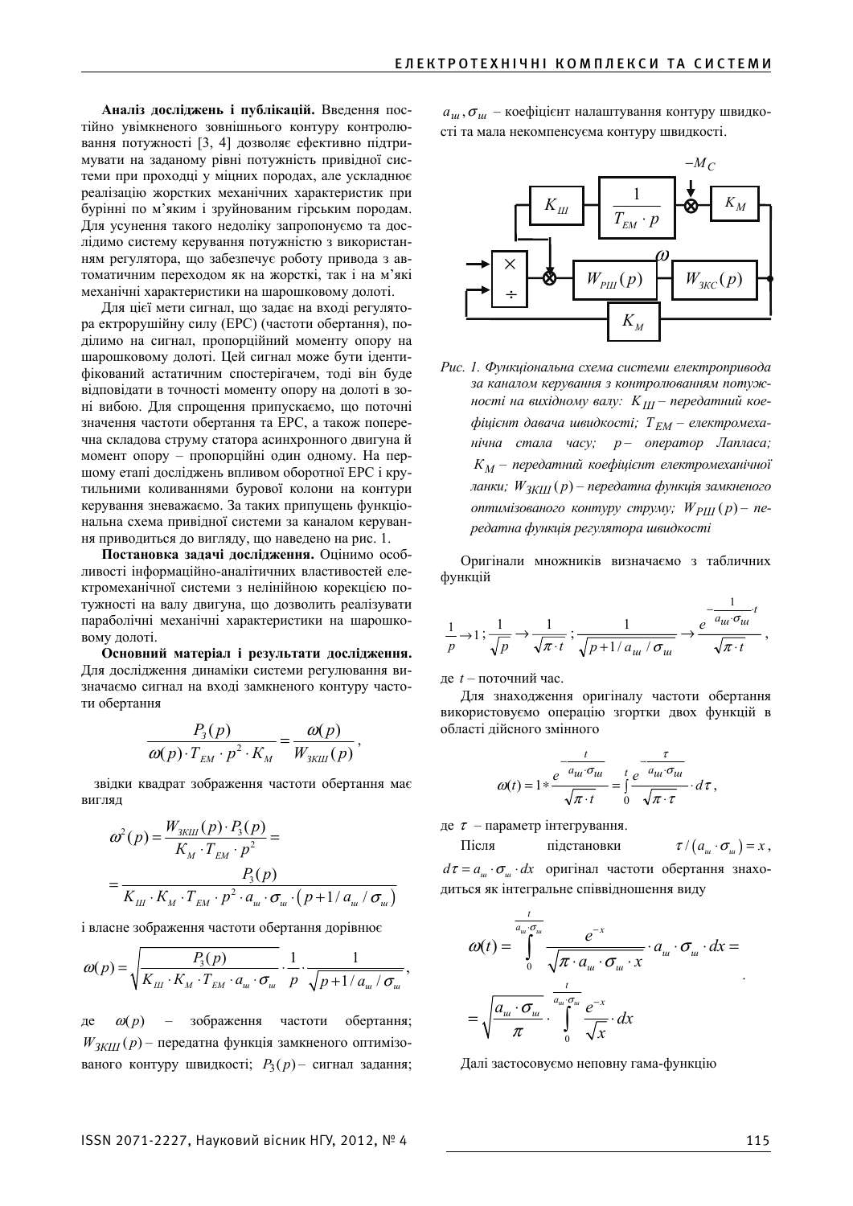**Аналіз досліджень і публікацій.** Введення постійно увімкненого зовнішнього контуру контролювання потужності [3, 4] дозволяє ефективно підтримувати на заданому рівні потужність привідної системи при проходці у міцних породах, але ускладнює реалізацію жорстких механічних характеристик при бурінні по м'яким і зруйнованим гірським породам. Для усунення такого недоліку запропонуємо та дослідимо систему керування потужністю з використанням регулятора, що забезпечує роботу привода з автоматичним переходом як на жорсткі, так і на м'які механічні характеристики на шарошковому долоті.

Для цієї мети сигнал, що задає на вході регулятора ектрорушійну силу (ЕРС) (частоти обертання), поділимо на сигнал, пропорційний моменту опору на шарошковому долоті. Цей сигнал може бути ідентифікований астатичним спостерігачем, тоді він буде відповідати в точності моменту опору на долоті в зоні вибою. Для спрощення припускаємо, що поточні значення частоти обертання та ЕРС, а також поперечна складова струму статора асинхронного двигуна й момент опору – пропорційні один одному. На першому етапі досліджень впливом оборотної ЕРС і крутильними коливаннями бурової колони на контури керування зневажаємо. За таких припущень функціональна схема привідної системи за каналом керування приводиться до вигляду, що наведено на рис. 1.

**Постановка задачі дослідження.** Оцінимо особливості інформаційно-аналітичних властивостей електромеханічної системи з нелінійною корекцією потужності на валу двигуна, що дозволить реалізувати параболічні механічні характеристики на шарошковому долоті.

**Основний матеріал і результати дослідження.** Для дослідження динаміки системи регулювання визначаємо сигнал на вході замкненого контуру частоти обертання

$$\frac{P_З(p)}{\omega(p)\cdot T_{EM}\cdot p^2\cdot K_M}=\frac{\omega(p)}{W_{ЗКШ}(p)},$$

звідки квадрат зображення частоти обертання має вигляд

$$\omega^2(p)=\frac{W_{ЗКШ}(p)\cdot P_З(p)}{K_M\cdot T_{EM}\cdot p^2}=$$
$$=\frac{P_З(p)}{K_Ш\cdot K_M\cdot T_{EM}\cdot p^2\cdot a_ш\cdot\sigma_ш\cdot\left(p+1/a_ш/\sigma_ш\right)}$$

і власне зображення частоти обертання дорівнює

$$\omega(p)=\sqrt{\frac{P_З(p)}{K_Ш\cdot K_M\cdot T_{EM}\cdot a_ш\cdot\sigma_ш}}\cdot\frac{1}{p}\cdot\frac{1}{\sqrt{p+1/a_ш/\sigma_ш}},$$

де $\omega(p)$ – зображення частоти обертання; $W_{ЗКШ}(p)$ – передатна функція замкненого оптимізованого контуру швидкості; $P_З(p)$ – сигнал задання; $a_ш,\sigma_ш$ – коефіцієнт налаштування контуру швидкості та мала некомпенсуєма контуру швидкості.

*Рис. 1. Функціональна схема системи електропривода за каналом керування з контролюванням потужності на вихідному валу: $K_Ш$ – передатний коефіцієнт давача швидкості; $T_{EM}$ – електромеханічна стала часу; $p$ – оператор Лапласа; $K_M$ – передатний коефіцієнт електромеханічної ланки; $W_{ЗКШ}(p)$ – передатна функція замкненого оптимізованого контуру струму; $W_{РШ}(p)$ – передатна функція регулятора швидкості*

Оригінали множників визначаємо з табличних функцій

$$\frac{1}{p}\to 1;\ \frac{1}{\sqrt{p}}\to\frac{1}{\sqrt{\pi\cdot t}};\ \frac{1}{\sqrt{p+1/a_ш/\sigma_ш}}\to\frac{e^{-\frac{1}{a_ш\cdot\sigma_ш}\cdot t}}{\sqrt{\pi\cdot t}},$$

де $t$ – поточний час.

Для знаходження оригіналу частоти обертання використовуємо операцію згортки двох функцій в області дійсного змінного

$$\omega(t)=1*\frac{e^{-\frac{t}{a_ш\cdot\sigma_ш}}}{\sqrt{\pi\cdot t}}=\int_0^t\frac{e^{-\frac{\tau}{a_ш\cdot\sigma_ш}}}{\sqrt{\pi\cdot\tau}}\cdot d\tau,$$

де $\tau$ – параметр інтегрування.

Після підстановки $\tau/\left(a_ш\cdot\sigma_ш\right)=x$, $d\tau=a_ш\cdot\sigma_ш\cdot dx$ оригінал частоти обертання знаходиться як інтегральне співвідношення виду

$$\omega(t)=\int_0^{\frac{t}{a_ш\cdot\sigma_ш}}\frac{e^{-x}}{\sqrt{\pi\cdot a_ш\cdot\sigma_ш\cdot x}}\cdot a_ш\cdot\sigma_ш\cdot dx=$$
$$=\sqrt{\frac{a_ш\cdot\sigma_ш}{\pi}}\cdot\int_0^{\frac{t}{a_ш\cdot\sigma_ш}}\frac{e^{-x}}{\sqrt{x}}\cdot dx.$$

Далі застосовуємо неповну гама-функцію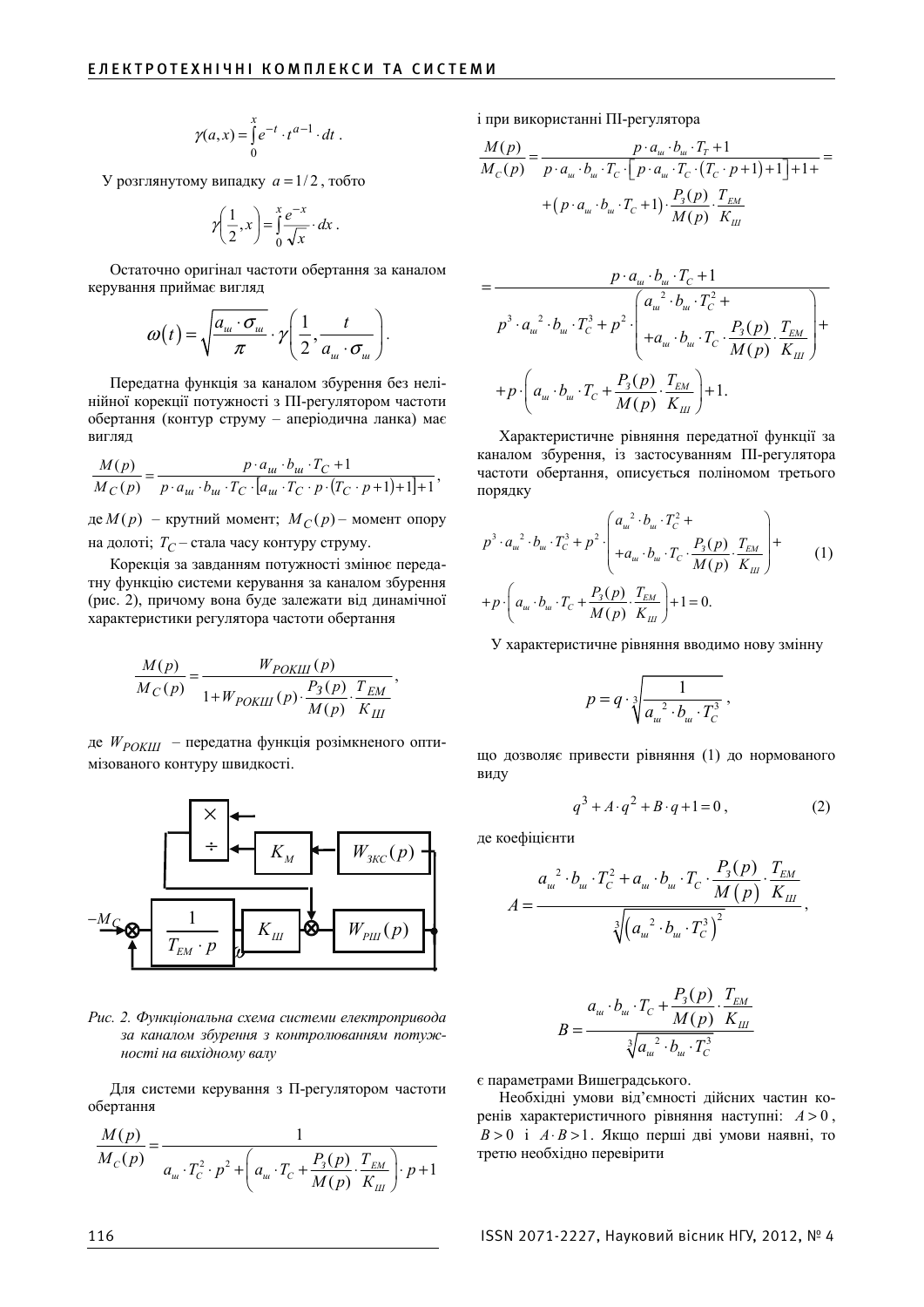$$\gamma(a,x)=\int_0^x e^{-t}\cdot t^{a-1}\cdot dt\,.$$

У розглянутому випадку $a=1/2$, тобто

$$\gamma\left(\frac{1}{2},x\right)=\int_0^x \frac{e^{-x}}{\sqrt{x}}\cdot dx\,.$$

Остаточно оригінал частоти обертання за каналом керування приймає вигляд

$$\omega(t)=\sqrt{\frac{a_ш\cdot\sigma_ш}{\pi}}\cdot\gamma\left(\frac{1}{2},\frac{t}{a_ш\cdot\sigma_ш}\right).$$

Передатна функція за каналом збурення без нелінійної корекції потужності з ПІ-регулятором частоти обертання (контур струму – аперіодична ланка) має вигляд

$$\frac{M(p)}{M_C(p)}=\frac{p\cdot a_ш\cdot b_ш\cdot T_C+1}{p\cdot a_ш\cdot b_ш\cdot T_C\cdot\left[a_ш\cdot T_C\cdot p\cdot(T_C\cdot p+1)+1\right]+1},$$

де $M(p)$ – крутний момент; $M_C(p)$ – момент опору на долоті; $T_C$ – стала часу контуру струму.

Корекція за завданням потужності змінює передатну функцію системи керування за каналом збурення (рис. 2), причому вона буде залежати від динамічної характеристики регулятора частоти обертання

$$\frac{M(p)}{M_C(p)}=\frac{W_{РОКШ}(p)}{1+W_{РОКШ}(p)\cdot\dfrac{P_З(p)}{M(p)}\cdot\dfrac{T_{EM}}{K_Ш}},$$

де $W_{РОКШ}$ – передатна функція розімкненого оптимізованого контуру швидкості.

*Рис. 2. Функціональна схема системи електроприводa за каналом збурення з контролюванням потужності на вихідному валу*

Для системи керування з П-регулятором частоти обертання

$$\frac{M(p)}{M_C(p)}=\frac{1}{a_ш\cdot T_C^2\cdot p^2+\left(a_ш\cdot T_C+\dfrac{P_З(p)}{M(p)}\cdot\dfrac{T_{EM}}{K_Ш}\right)\cdot p+1}$$

і при використанні ПІ-регулятора

$$\frac{M(p)}{M_C(p)}=\frac{p\cdot a_ш\cdot b_ш\cdot T_T+1}{p\cdot a_ш\cdot b_ш\cdot T_C\cdot\left[p\cdot a_ш\cdot T_C\cdot(T_C\cdot p+1)+1\right]+1+(p\cdot a_ш\cdot b_ш\cdot T_C+1)\cdot\dfrac{P_З(p)}{M(p)}\cdot\dfrac{T_{EM}}{K_Ш}}=$$

$$=\frac{p\cdot a_ш\cdot b_ш\cdot T_C+1}{p^3\cdot a_ш^{\,2}\cdot b_ш\cdot T_C^3+p^2\cdot\left(a_ш^{\,2}\cdot b_ш\cdot T_C^2+a_ш\cdot b_ш\cdot T_C\cdot\dfrac{P_З(p)}{M(p)}\cdot\dfrac{T_{EM}}{K_Ш}\right)+p\cdot\left(a_ш\cdot b_ш\cdot T_C+\dfrac{P_З(p)}{M(p)}\cdot\dfrac{T_{EM}}{K_Ш}\right)+1}.$$

Характеристичне рівняння передатної функції за каналом збурення, із застосуванням ПІ-регулятора частоти обертання, описується поліномом третього порядку

$$p^3\cdot a_ш^{\,2}\cdot b_ш\cdot T_C^3+p^2\cdot\left(a_ш^{\,2}\cdot b_ш\cdot T_C^2+a_ш\cdot b_ш\cdot T_C\cdot\frac{P_З(p)}{M(p)}\cdot\frac{T_{EM}}{K_Ш}\right)+p\cdot\left(a_ш\cdot b_ш\cdot T_C+\frac{P_З(p)}{M(p)}\cdot\frac{T_{EM}}{K_Ш}\right)+1=0. \quad (1)$$

У характеристичне рівняння вводимо нову змінну

$$p=q\cdot\sqrt[3]{\frac{1}{a_ш^{\,2}\cdot b_ш\cdot T_C^3}}\,,$$

що дозволяє привести рівняння (1) до нормованого виду

$$q^3+A\cdot q^2+B\cdot q+1=0\,, \quad (2)$$

де коефіцієнти

$$A=\frac{a_ш^{\,2}\cdot b_ш\cdot T_C^2+a_ш\cdot b_ш\cdot T_C\cdot\dfrac{P_З(p)}{M(p)}\cdot\dfrac{T_{EM}}{K_Ш}}{\sqrt[3]{\left(a_ш^{\,2}\cdot b_ш\cdot T_C^3\right)^2}}\,,$$

$$B=\frac{a_ш\cdot b_ш\cdot T_C+\dfrac{P_З(p)}{M(p)}\cdot\dfrac{T_{EM}}{K_Ш}}{\sqrt[3]{a_ш^{\,2}\cdot b_ш\cdot T_C^3}}$$

є параметрами Вишеградського.

Необхідні умови від'ємності дійсних частин коренів характеристичного рівняння наступні: $A>0$, $B>0$ і $A\cdot B>1$. Якщо перші дві умови наявні, то третю необхідно перевірити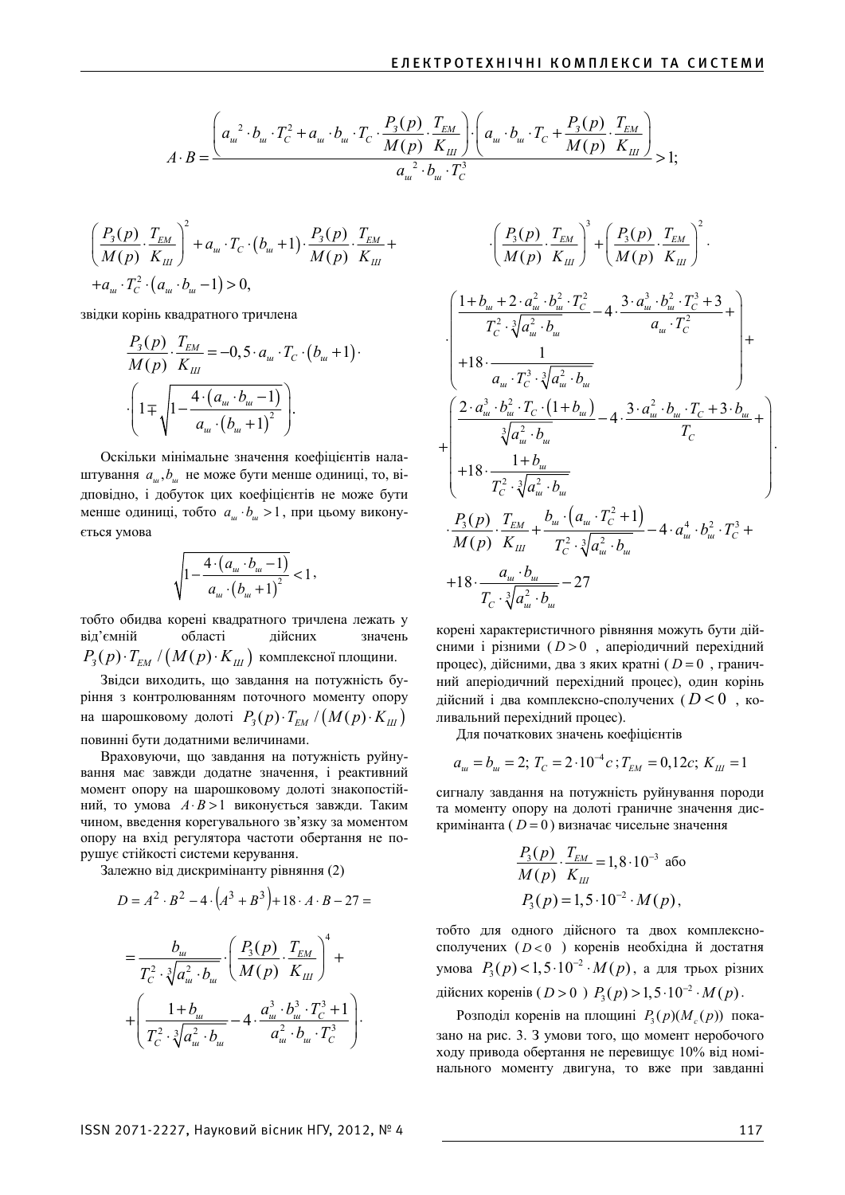$$A \cdot B = \frac{\left(a_ш{}^2 \cdot b_ш \cdot T_C^2 + a_ш \cdot b_ш \cdot T_C \cdot \frac{P_З(p)}{M(p)} \cdot \frac{T_{EM}}{K_Ш}\right) \cdot \left(a_ш \cdot b_ш \cdot T_C + \frac{P_З(p)}{M(p)} \cdot \frac{T_{EM}}{K_Ш}\right)}{a_ш{}^2 \cdot b_ш \cdot T_C^3} > 1;$$

$$\left(\frac{P_З(p)}{M(p)} \cdot \frac{T_{EM}}{K_Ш}\right)^2 + a_ш \cdot T_C \cdot (b_ш + 1) \cdot \frac{P_З(p)}{M(p)} \cdot \frac{T_{EM}}{K_Ш} + $$
$$+ a_ш \cdot T_C^2 \cdot (a_ш \cdot b_ш - 1) > 0,$$

звідки корінь квадратного тричлена

$$\frac{P_З(p)}{M(p)} \cdot \frac{T_{EM}}{K_Ш} = -0,5 \cdot a_ш \cdot T_C \cdot (b_ш + 1) \cdot$$
$$\cdot \left(1 \mp \sqrt{1 - \frac{4 \cdot (a_ш \cdot b_ш - 1)}{a_ш \cdot (b_ш + 1)^2}}\right).$$

Оскільки мінімальне значення коефіцієнтів налаштування $a_ш, b_ш$ не може бути менше одиниці, то, відповідно, і добуток цих коефіцієнтів не може бути менше одиниці, тобто $a_ш \cdot b_ш > 1$, при цьому виконується умова

$$\sqrt{1 - \frac{4 \cdot (a_ш \cdot b_ш - 1)}{a_ш \cdot (b_ш + 1)^2}} < 1,$$

тобто обидва корені квадратного тричлена лежать у від'ємній області дійсних значень $P_З(p) \cdot T_{EM} / (M(p) \cdot K_Ш)$ комплексної площини.

Звідси виходить, що завдання на потужність буріння з контролюванням поточного моменту опору на шарошковому долоті $P_З(p) \cdot T_{EM} / (M(p) \cdot K_Ш)$ повинні бути додатними величинами.

Враховуючи, що завдання на потужність руйнування має завжди додатне значення, і реактивний момент опору на шарошковому долоті знакопостійний, то умова $A \cdot B > 1$ виконується завжди. Таким чином, введення корегувального зв'язку за моментом опору на вхід регулятора частоти обертання не порушує стійкості системи керування.

Залежно від дискримінанту рівняння (2)

$$D = A^2 \cdot B^2 - 4 \cdot \left(A^3 + B^3\right) + 18 \cdot A \cdot B - 27 =$$

$$= \frac{b_ш}{T_C^2 \cdot \sqrt[3]{a_ш^2 \cdot b_ш}} \cdot \left(\frac{P_З(p)}{M(p)} \cdot \frac{T_{EM}}{K_Ш}\right)^4 +$$
$$+ \left(\frac{1 + b_ш}{T_C^2 \cdot \sqrt[3]{a_ш^2 \cdot b_ш}} - 4 \cdot \frac{a_ш^3 \cdot b_ш^3 \cdot T_C^3 + 1}{a_ш^2 \cdot b_ш \cdot T_C^3}\right) \cdot$$
$$\cdot \left(\frac{P_З(p)}{M(p)} \cdot \frac{T_{EM}}{K_Ш}\right)^3 + \left(\frac{P_З(p)}{M(p)} \cdot \frac{T_{EM}}{K_Ш}\right)^2 \cdot$$
$$\cdot \left(\begin{array}{l} \frac{1 + b_ш + 2 \cdot a_ш^2 \cdot b_ш^2 \cdot T_C^2}{T_C^2 \cdot \sqrt[3]{a_ш^2 \cdot b_ш}} - 4 \cdot \frac{3 \cdot a_ш^3 \cdot b_ш^2 \cdot T_C^3 + 3}{a_ш \cdot T_C^2} + \\ + 18 \cdot \frac{1}{a_ш \cdot T_C^3 \cdot \sqrt[3]{a_ш^2 \cdot b_ш}} \end{array}\right) +$$
$$+ \left(\begin{array}{l} \frac{2 \cdot a_ш^3 \cdot b_ш^2 \cdot T_C \cdot (1 + b_ш)}{\sqrt[3]{a_ш^2 \cdot b_ш}} - 4 \cdot \frac{3 \cdot a_ш^2 \cdot b_ш \cdot T_C + 3 \cdot b_ш}{T_C} + \\ + 18 \cdot \frac{1 + b_ш}{T_C^2 \cdot \sqrt[3]{a_ш^2 \cdot b_ш}} \end{array}\right) \cdot$$
$$\cdot \frac{P_З(p)}{M(p)} \cdot \frac{T_{EM}}{K_Ш} + \frac{b_ш \cdot (a_ш \cdot T_C^2 + 1)}{T_C^2 \cdot \sqrt[3]{a_ш^2 \cdot b_ш}} - 4 \cdot a_ш^4 \cdot b_ш^2 \cdot T_C^3 +$$
$$+ 18 \cdot \frac{a_ш \cdot b_ш}{T_C \cdot \sqrt[3]{a_ш^2 \cdot b_ш}} - 27$$

корені характеристичного рівняння можуть бути дійсними і різними ($D > 0$, аперіодичний перехідний процес), дійсними, два з яких кратні ($D = 0$, граничний аперіодичний перехідний процес), один корінь дійсний і два комплексно-сполучених ($D < 0$, коливальний перехідний процес).

Для початкових значень коефіцієнтів

$$a_ш = b_ш = 2;\ T_C = 2 \cdot 10^{-4}\, c;\ T_{EM} = 0,12 c;\ K_Ш = 1$$

сигналу завдання на потужність руйнування породи та моменту опору на долоті граничне значення дискримінанта ($D = 0$) визначає чисельне значення

$$\frac{P_З(p)}{M(p)} \cdot \frac{T_{EM}}{K_Ш} = 1,8 \cdot 10^{-3} \text{ або}$$
$$P_З(p) = 1,5 \cdot 10^{-2} \cdot M(p),$$

тобто для одного дійсного та двох комплексно-сполучених ($D < 0$) коренів необхідна й достатня умова $P_З(p) < 1,5 \cdot 10^{-2} \cdot M(p)$, а для трьох різних дійсних коренів ($D > 0$) $P_З(p) > 1,5 \cdot 10^{-2} \cdot M(p)$.

Розподіл коренів на площині $P_З(p)(M_c(p))$ показано на рис. 3. З умови того, що момент неробочого ходу привода обертання не перевищує 10% від номінального моменту двигуна, то вже при завданні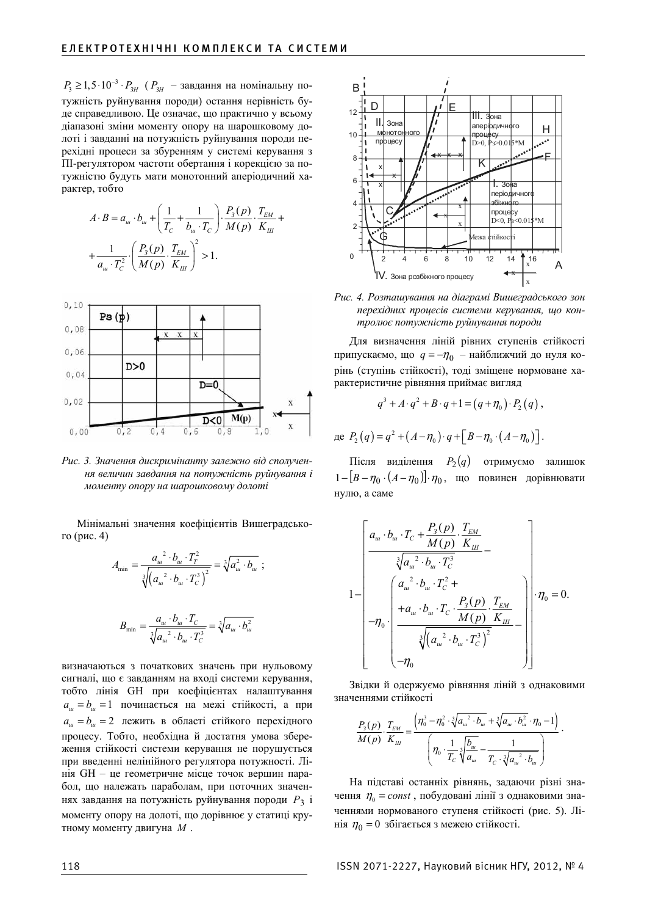$P_3 \geq 1{,}5 \cdot 10^{-3} \cdot P_{ЗН}$ ($P_{ЗН}$ – завдання на номінальну потужність руйнування породи) остання нерівність буде справедливою. Це означає, що практично у всьому діапазоні зміни моменту опору на шарошковому долоті і завданні на потужність руйнування породи перехідні процеси за збуренням у системі керування з ПІ-регулятором частоти обертання і корекцією за потужністю будуть мати монотонний аперіодичний характер, тобто

$$A \cdot B = a_ш \cdot b_ш + \left(\frac{1}{T_C} + \frac{1}{b_ш \cdot T_C}\right) \cdot \frac{P_З(p)}{M(p)} \cdot \frac{T_{EM}}{K_Ш} + \frac{1}{a_ш \cdot T_C^2} \cdot \left(\frac{P_З(p)}{M(p)} \cdot \frac{T_{EM}}{K_Ш}\right)^2 > 1.$$

*Рис. 3. Значення дискримінанту залежно від сполучення величин завдання на потужність руйнування і моменту опору на шарошковому долоті*

Мінімальні значення коефіцієнтів Вишеградського (рис. 4)

$$A_{\min} = \frac{a_ш{}^2 \cdot b_ш \cdot T_T^2}{\sqrt[3]{\left(a_ш{}^2 \cdot b_ш \cdot T_C^3\right)^2}} = \sqrt[3]{a_ш^2 \cdot b_ш};$$

$$B_{\min} = \frac{a_ш \cdot b_ш \cdot T_C}{\sqrt[3]{a_ш{}^2 \cdot b_ш \cdot T_C^3}} = \sqrt[3]{a_ш \cdot b_ш^2}$$

визначаються з початкових значень при нульовому сигналі, що є завданням на вході системи керування, тобто лінія GH при коефіцієнтах налаштування $a_ш = b_ш = 1$ починається на межі стійкості, а при $a_ш = b_ш = 2$ лежить в області стійкого перехідного процесу. Тобто, необхідна й достатня умова збереження стійкості системи керування не порушується при введенні нелінійного регулятора потужності. Лінія GH – це геометричне місце точок вершин парабол, що належать параболам, при поточних значеннях завдання на потужність руйнування породи $P_3$ і моменту опору на долоті, що дорівнює у статиці крутному моменту двигуна $M$.

*Рис. 4. Розташування на діаграмі Вишеградського зон перехідних процесів системи керування, що контролює потужність руйнування породи*

Для визначення ліній рівних ступенів стійкості припускаємо, що $q = -\eta_0$ – найближчий до нуля корінь (ступінь стійкості), тоді зміщене нормоване характеристичне рівняння приймає вигляд

$$q^3 + A \cdot q^2 + B \cdot q + 1 = (q + \eta_0) \cdot P_2(q),$$

де $P_2(q) = q^2 + (A - \eta_0) \cdot q + \left[B - \eta_0 \cdot (A - \eta_0)\right]$.

Після виділення $P_2(q)$ отримуємо залишок $1 - \left[B - \eta_0 \cdot (A - \eta_0)\right] \cdot \eta_0$, що повинен дорівнювати нулю, а саме

$$1 - \left[\frac{a_ш \cdot b_ш \cdot T_C + \dfrac{P_З(p)}{M(p)} \cdot \dfrac{T_{EM}}{K_Ш}}{\sqrt[3]{a_ш{}^2 \cdot b_ш \cdot T_C^3}} - \eta_0 \cdot \left(\frac{a_ш{}^2 \cdot b_ш \cdot T_C^2 + a_ш \cdot b_ш \cdot T_C \cdot \dfrac{P_З(p)}{M(p)} \cdot \dfrac{T_{EM}}{K_Ш}}{\sqrt[3]{\left(a_ш{}^2 \cdot b_ш \cdot T_C^3\right)^2}} - \eta_0\right)\right] \cdot \eta_0 = 0.$$

Звідки й одержуємо рівняння ліній з однаковими значеннями стійкості

$$\frac{P_З(p)}{M(p)} \cdot \frac{T_{EM}}{K_Ш} = \frac{\left(\eta_0^3 - \eta_0^2 \cdot \sqrt[3]{a_ш{}^2 \cdot b_ш} + \sqrt[3]{a_ш \cdot b_ш^2} \cdot \eta_0 - 1\right)}{\left(\eta_0 \cdot \dfrac{1}{T_C} \sqrt[3]{\dfrac{b_ш}{a_ш}} - \dfrac{1}{T_C \cdot \sqrt[3]{a_ш{}^2 \cdot b_ш}}\right)}.$$

На підставі останніх рівнянь, задаючи різні значення $\eta_0 = const$, побудовані лінії з однаковими значеннями нормованого ступеня стійкості (рис. 5). Лінія $\eta_0 = 0$ збігається з межею стійкості.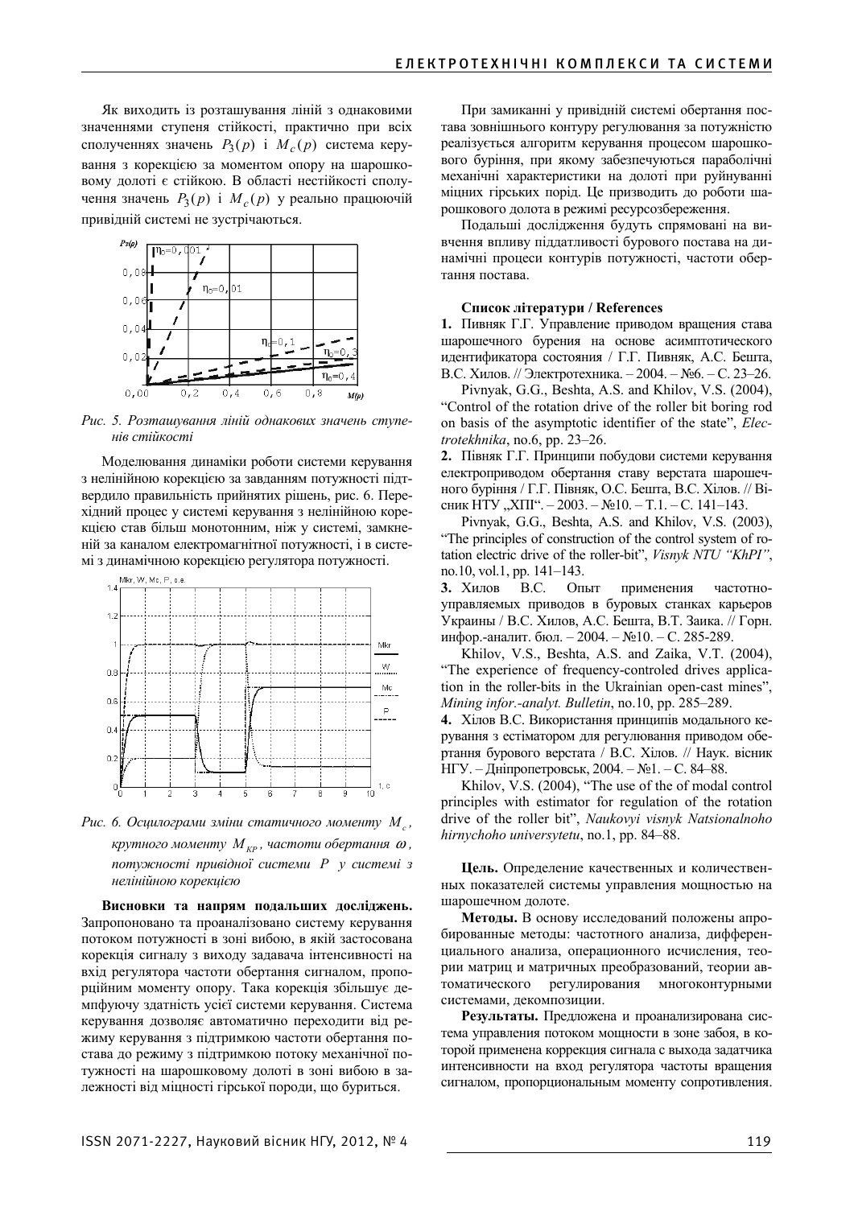Як виходить із розташування ліній з однаковими значеннями ступеня стійкості, практично при всіх сполученнях значень $P_3(p)$ і $M_c(p)$ система керування з корекцією за моментом опору на шарошковому долоті є стійкою. В області нестійкості сполучення значень $P_3(p)$ і $M_c(p)$ у реально працюючій привідній системі не зустрічаються.

*Рис. 5. Розташування ліній однакових значень ступенів стійкості*

Моделювання динаміки роботи системи керування з нелінійною корекцією за завданням потужності підтвердило правильність прийнятих рішень, рис. 6. Перехідний процес у системі керування з нелінійною корекцією став більш монотонним, ніж у системі, замкненій за каналом електромагнітної потужності, і в системі з динамічною корекцією регулятора потужності.

*Рис. 6. Осцилограми зміни статичного моменту $M_c$, крутного моменту $M_{KP}$, частоти обертання $\omega$, потужності привідної системи $P$ у системі з нелінійною корекцією*

**Висновки та напрям подальших досліджень.** Запропоновано та проаналізовано систему керування потоком потужності в зоні вибою, в якій застосована корекція сигналу з виходу задавача інтенсивності на вхід регулятора частоти обертання сигналом, пропорційним моменту опору. Така корекція збільшує демпфуючу здатність усієї системи керування. Система керування дозволяє автоматично переходити від режиму керування з підтримкою частоти обертання постава до режиму з підтримкою потоку механічної потужності на шарошковому долоті в зоні вибою в залежності від міцності гірської породи, що буриться.

При замиканні у привідній системі обертання постава зовнішнього контуру регулювання за потужністю реалізується алгоритм керування процесом шарошкового буріння, при якому забезпечуються параболічні механічні характеристики на долоті при руйнуванні міцних гірських порід. Це призводить до роботи шарошкового долота в режимі ресурсозбереження.

Подальші дослідження будуть спрямовані на вивчення впливу піддатливості бурового постава на динамічні процеси контурів потужності, частоти обертання постава.

**Список літератури / References**

**1.** Пивняк Г.Г. Управление приводом вращения става шарошечного бурения на основе асимптотического идентификатора состояния / Г.Г. Пивняк, А.С. Бешта, В.С. Хилов. // Электротехника. – 2004. – №6. – С. 23–26.

Pivnyak, G.G., Beshta, A.S. and Khilov, V.S. (2004), "Control of the rotation drive of the roller bit boring rod on basis of the asymptotic identifier of the state", *Electrotekhnika*, no.6, pp. 23–26.

**2.** Півняк Г.Г. Принципи побудови системи керування електроприводом обертання ставу верстата шарошечного буріння / Г.Г. Півняк, О.С. Бешта, В.С. Хілов. // Вісник НТУ „ХПІ". – 2003. – №10. – Т.1. – С. 141–143.

Pivnyak, G.G., Beshta, A.S. and Khilov, V.S. (2003), "The principles of construction of the control system of rotation electric drive of the roller-bit", *Visnyk NTU "KhPI"*, no.10, vol.1, pp. 141–143.

**3.** Хилов В.С. Опыт применения частотно-управляемых приводов в буровых станках карьеров Украины / В.С. Хилов, А.С. Бешта, В.Т. Заика. // Горн. инфор.-аналит. бюл. – 2004. – №10. – С. 285-289.

Khilov, V.S., Beshta, A.S. and Zaika, V.T. (2004), "The experience of frequency-controled drives application in the roller-bits in the Ukrainian open-cast mines", *Mining infor.-analyt. Bulletin*, no.10, pp. 285–289.

**4.** Хілов В.С. Використання принципів модального керування з естіматором для регулювання приводом обертання бурового верстата / В.С. Хілов. // Наук. вісник НГУ. – Дніпропетровськ, 2004. – №1. – С. 84–88.

Khilov, V.S. (2004), "The use of the of modal control principles with estimator for regulation of the rotation drive of the roller bit", *Naukovyi visnyk Natsionalnoho hirnychoho universytetu*, no.1, pp. 84–88.

**Цель.** Определение качественных и количественных показателей системы управления мощностью на шарошечном долоте.

**Методы.** В основу исследований положены апробированные методы: частотного анализа, дифференциального анализа, операционного исчисления, теории матриц и матричных преобразований, теории автоматического регулирования многоконтурными системами, декомпозиции.

**Результаты.** Предложена и проанализирована система управления потоком мощности в зоне забоя, в которой применена коррекция сигнала с выхода задатчика интенсивности на вход регулятора частоты вращения сигналом, пропорциональным моменту сопротивления.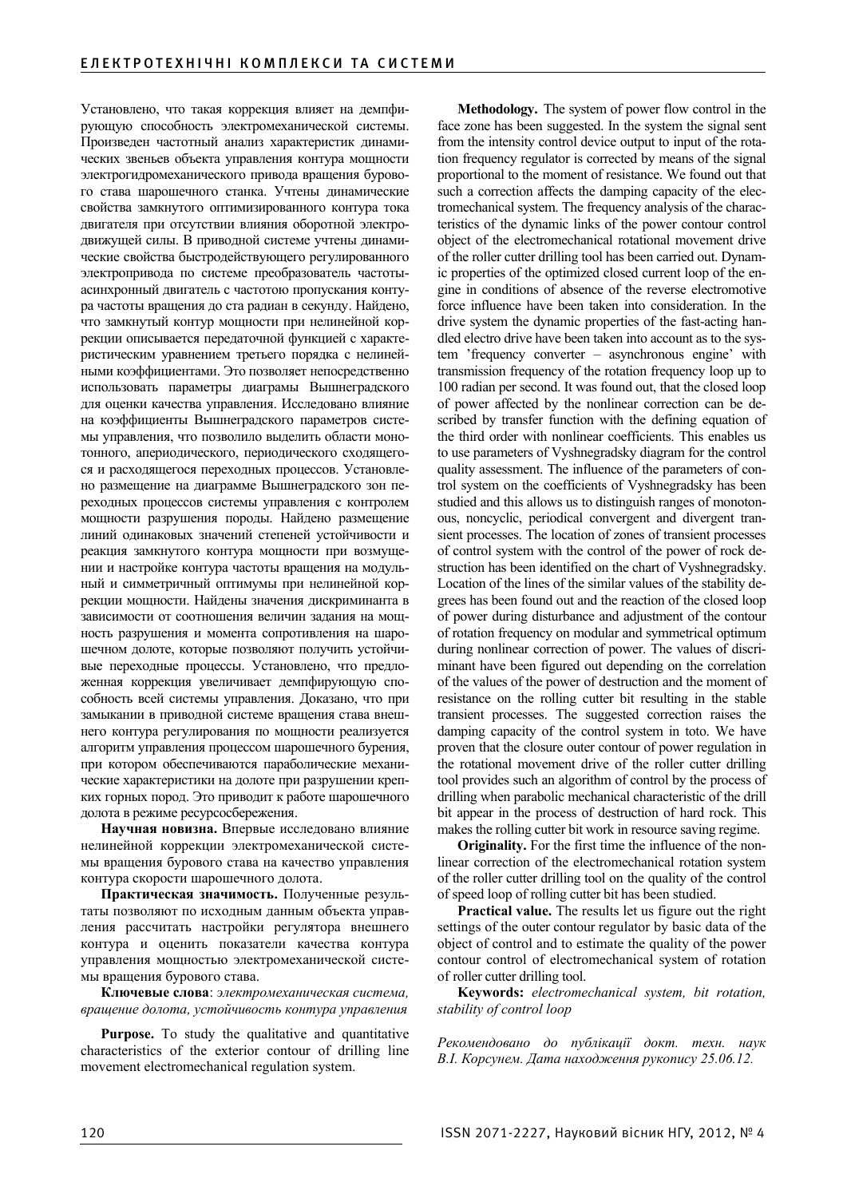Установлено, что такая коррекция влияет на демпфирующую способность электромеханической системы. Произведен частотный анализ характеристик динамических звеньев объекта управления контура мощности электрогидромеханического привода вращения бурового става шарошечного станка. Учтены динамические свойства замкнутого оптимизированного контура тока двигателя при отсутствии влияния оборотной электродвижущей силы. В приводной системе учтены динамические свойства быстродействующего регулированного электропривода по системе преобразователь частоты-асинхронный двигатель с частотою пропускания контура частоты вращения до ста радиан в секунду. Найдено, что замкнутый контур мощности при нелинейной коррекции описывается передаточной функцией с характеристическим уравнением третьего порядка с нелинейными коэффициентами. Это позволяет непосредственно использовать параметры диаграммы Вышнеградского для оценки качества управления. Исследовано влияние на коэффициенты Вышнеградского параметров системы управления, что позволило выделить области монотонного, апериодического, периодического сходящегося и расходящегося переходных процессов. Установлено размещение на диаграмме Вышнеградского зон переходных процессов системы управления с контролем мощности разрушения породы. Найдено размещение линий одинаковых значений степеней устойчивости и реакция замкнутого контура мощности при возмущении и настройке контура частоты вращения на модульный и симметричный оптимумы при нелинейной коррекции мощности. Найдены значения дискриминанта в зависимости от соотношения величин задания на мощность разрушения и момента сопротивления на шарошечном долоте, которые позволяют получить устойчивые переходные процессы. Установлено, что предложенная коррекция увеличивает демпфирующую способность всей системы управления. Доказано, что при замыкании в приводной системе вращения става внешнего контура регулирования по мощности реализуется алгоритм управления процессом шарошечного бурения, при котором обеспечиваются параболические механические характеристики на долоте при разрушении крепких горных пород. Это приводит к работе шарошечного долота в режиме ресурсосбережения.

**Научная новизна.** Впервые исследовано влияние нелинейной коррекции электромеханической системы вращения бурового става на качество управления контура скорости шарошечного долота.

**Практическая значимость.** Полученные результаты позволяют по исходным данным объекта управления рассчитать настройки регулятора внешнего контура и оценить показатели качества контура управления мощностью электромеханической системы вращения бурового става.

**Ключевые слова**: *электромеханическая система, вращение долота, устойчивость контура управления*

**Purpose.** To study the qualitative and quantitative characteristics of the exterior contour of drilling line movement electromechanical regulation system.

**Methodology.** The system of power flow control in the face zone has been suggested. In the system the signal sent from the intensity control device output to input of the rotation frequency regulator is corrected by means of the signal proportional to the moment of resistance. We found out that such a correction affects the damping capacity of the electromechanical system. The frequency analysis of the characteristics of the dynamic links of the power contour control object of the electromechanical rotational movement drive of the roller cutter drilling tool has been carried out. Dynamic properties of the optimized closed current loop of the engine in conditions of absence of the reverse electromotive force influence have been taken into consideration. In the drive system the dynamic properties of the fast-acting handled electro drive have been taken into account as to the system 'frequency converter – asynchronous engine' with transmission frequency of the rotation frequency loop up to 100 radian per second. It was found out, that the closed loop of power affected by the nonlinear correction can be described by transfer function with the defining equation of the third order with nonlinear coefficients. This enables us to use parameters of Vyshnegradsky diagram for the control quality assessment. The influence of the parameters of control system on the coefficients of Vyshnegradsky has been studied and this allows us to distinguish ranges of monotonous, noncyclic, periodical convergent and divergent transient processes. The location of zones of transient processes of control system with the control of the power of rock destruction has been identified on the chart of Vyshnegradsky. Location of the lines of the similar values of the stability degrees has been found out and the reaction of the closed loop of power during disturbance and adjustment of the contour of rotation frequency on modular and symmetrical optimum during nonlinear correction of power. The values of discriminant have been figured out depending on the correlation of the values of the power of destruction and the moment of resistance on the rolling cutter bit resulting in the stable transient processes. The suggested correction raises the damping capacity of the control system in toto. We have proven that the closure outer contour of power regulation in the rotational movement drive of the roller cutter drilling tool provides such an algorithm of control by the process of drilling when parabolic mechanical characteristic of the drill bit appear in the process of destruction of hard rock. This makes the rolling cutter bit work in resource saving regime.

**Originality.** For the first time the influence of the nonlinear correction of the electromechanical rotation system of the roller cutter drilling tool on the quality of the control of speed loop of rolling cutter bit has been studied.

**Practical value.** The results let us figure out the right settings of the outer contour regulator by basic data of the object of control and to estimate the quality of the power contour control of electromechanical system of rotation of roller cutter drilling tool.

**Keywords:** *electromechanical system, bit rotation, stability of control loop*

*Рекомендовано до публікації докт. техн. наук В.І. Корсунем. Дата надходження рукопису 25.06.12.*